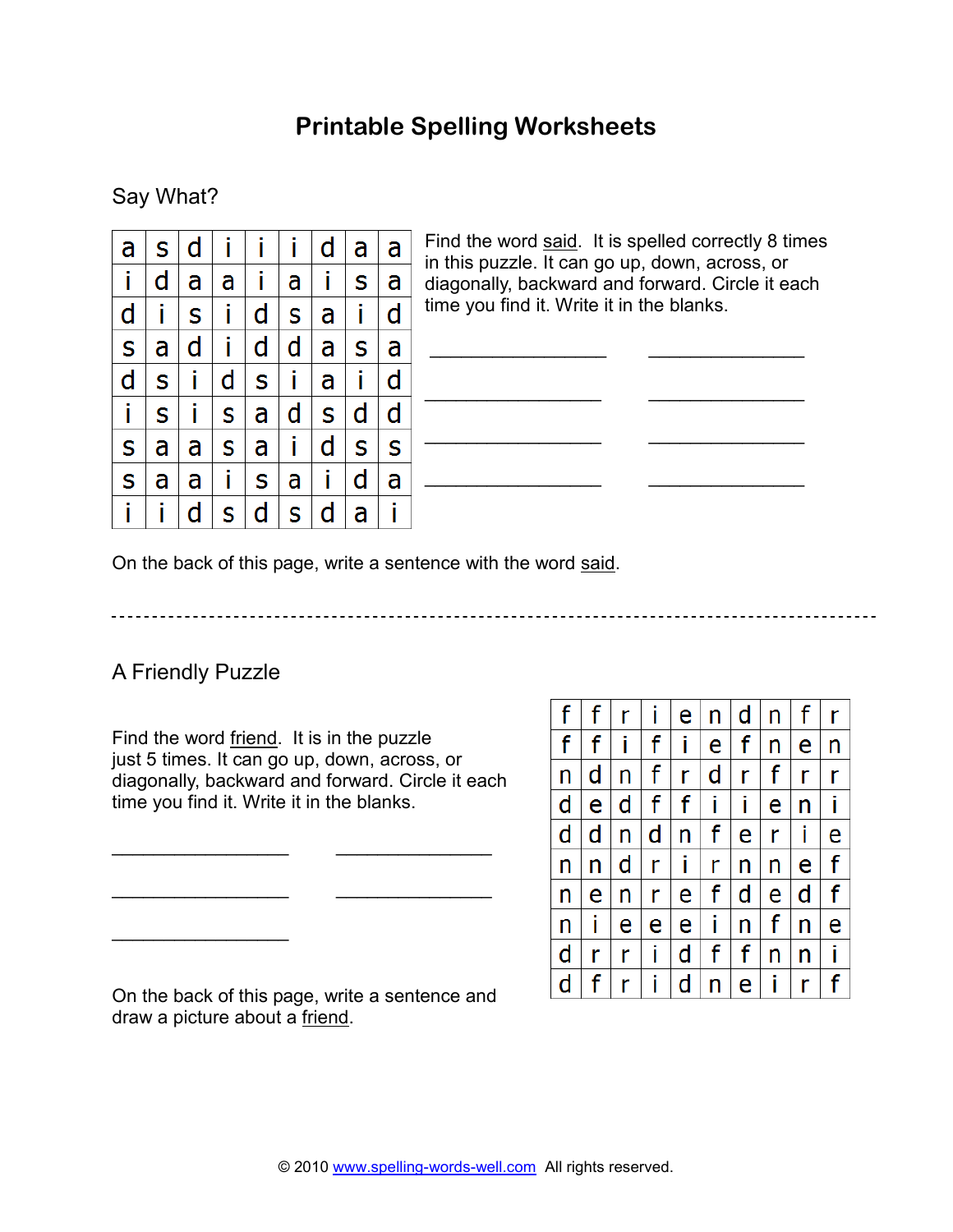# Printable Spelling Worksheets

## Say What?

| | | | | | | | | |
|---|---|---|---|---|---|---|---|---|
| a | s | d | i | i | i | d | a | a |
| i | d | a | a | i | a | i | s | a |
| d | i | s | i | d | s | a | i | d |
| s | a | d | i | d | d | a | s | a |
| d | s | i | d | s | i | a | i | d |
| i | s | i | s | a | d | s | d | d |
| s | a | a | s | a | i | d | s | s |
| s | a | a | i | s | a | i | d | a |
| i | i | d | s | d | s | d | a | i |

Find the word said. It is spelled correctly 8 times in this puzzle. It can go up, down, across, or diagonally, backward and forward. Circle it each time you find it. Write it in the blanks.

_______________ _______________

_______________ _______________

_______________ _______________

_______________ _______________

On the back of this page, write a sentence with the word said.

---

## A Friendly Puzzle

Find the word friend. It is in the puzzle just 5 times. It can go up, down, across, or diagonally, backward and forward. Circle it each time you find it. Write it in the blanks.

_______________ _______________

_______________ _______________

_______________

On the back of this page, write a sentence and draw a picture about a friend.

| | | | | | | | | | |
|---|---|---|---|---|---|---|---|---|---|
| f | f | r | i | e | n | d | n | f | r |
| f | f | i | f | i | e | f | n | e | n |
| n | d | n | f | r | d | r | f | r | r |
| d | e | d | f | f | i | i | e | n | i |
| d | d | n | d | n | f | e | r | i | e |
| n | n | d | r | i | r | n | n | e | f |
| n | e | n | r | e | f | d | e | d | f |
| n | i | e | e | e | i | n | f | n | e |
| d | r | r | i | d | f | f | n | n | i |
| d | f | r | i | d | n | e | i | r | f |

© 2010 www.spelling-words-well.com All rights reserved.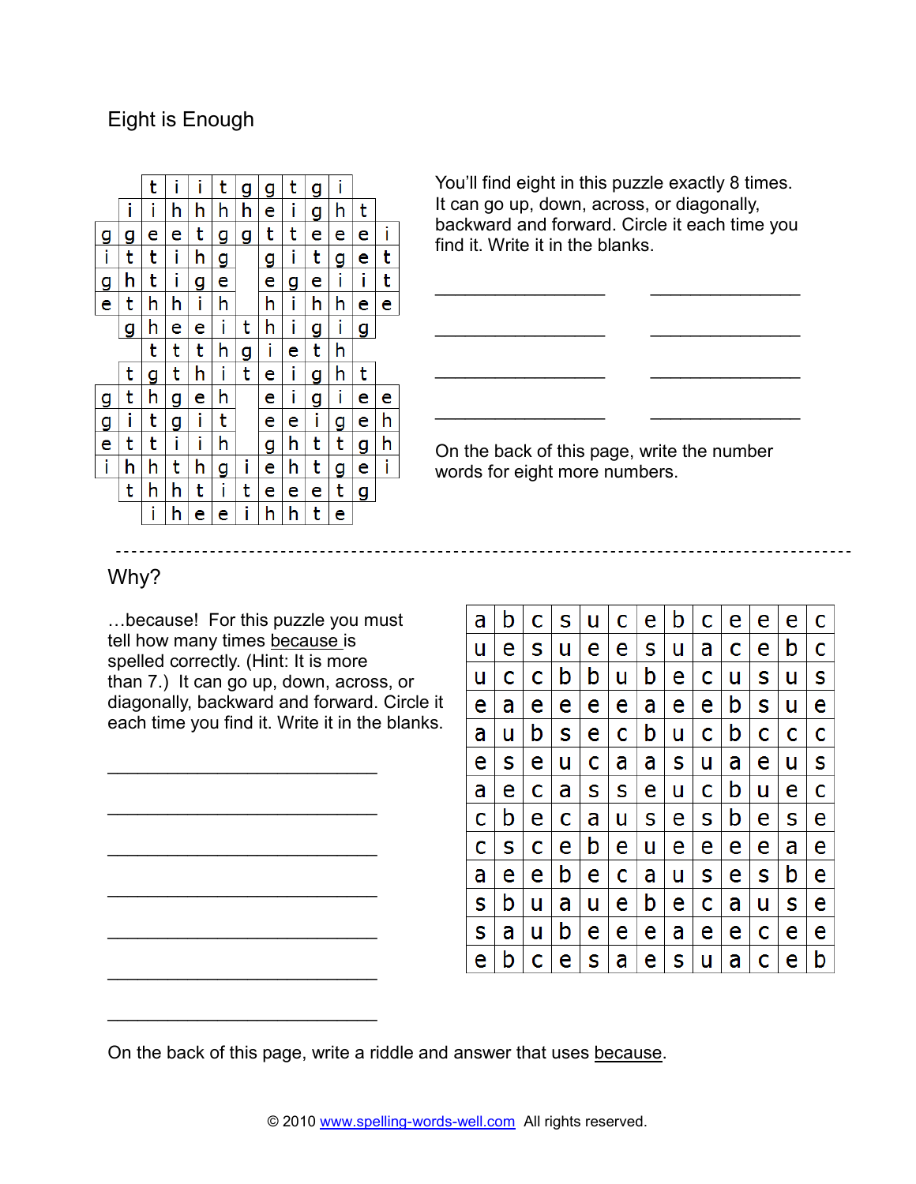## Eight is Enough

| | | | | | | | | | | | | |
|---|---|---|---|---|---|---|---|---|---|---|---|---|
| | | t | i | i | t | g | g | t | g | i | | |
| | i | i | h | h | h | h | e | i | g | h | t | |
| g | g | e | e | t | g | g | t | t | e | e | e | i |
| i | t | t | i | h | g | | g | i | t | g | e | t |
| g | h | t | i | g | e | | e | g | e | i | i | t |
| e | t | h | h | i | h | | h | i | h | h | e | e |
| | g | h | e | e | i | t | h | i | g | i | g | |
| | | t | t | t | h | g | i | e | t | h | | |
| | t | g | t | h | i | t | e | i | g | h | t | |
| g | t | h | g | e | h | | e | i | g | i | e | e |
| g | i | t | g | i | t | | e | e | i | g | e | h |
| e | t | t | i | i | h | | g | h | t | t | g | h |
| i | h | h | t | h | g | i | e | h | t | g | e | i |
| | t | h | h | t | i | t | e | e | e | t | g | |
| | | i | h | e | e | i | h | h | t | e | | |

You'll find eight in this puzzle exactly 8 times. It can go up, down, across, or diagonally, backward and forward. Circle it each time you find it. Write it in the blanks.

\_\_\_\_\_\_\_\_\_\_\_\_\_\_\_\_ \_\_\_\_\_\_\_\_\_\_\_\_\_\_\_\_

\_\_\_\_\_\_\_\_\_\_\_\_\_\_\_\_ \_\_\_\_\_\_\_\_\_\_\_\_\_\_\_\_

\_\_\_\_\_\_\_\_\_\_\_\_\_\_\_\_ \_\_\_\_\_\_\_\_\_\_\_\_\_\_\_\_

\_\_\_\_\_\_\_\_\_\_\_\_\_\_\_\_ \_\_\_\_\_\_\_\_\_\_\_\_\_\_\_\_

On the back of this page, write the number words for eight more numbers.

---

## Why?

…because! For this puzzle you must tell how many times because is spelled correctly. (Hint: It is more than 7.) It can go up, down, across, or diagonally, backward and forward. Circle it each time you find it. Write it in the blanks.

\_\_\_\_\_\_\_\_\_\_\_\_\_\_\_\_\_\_\_\_\_\_\_\_

\_\_\_\_\_\_\_\_\_\_\_\_\_\_\_\_\_\_\_\_\_\_\_\_

\_\_\_\_\_\_\_\_\_\_\_\_\_\_\_\_\_\_\_\_\_\_\_\_

\_\_\_\_\_\_\_\_\_\_\_\_\_\_\_\_\_\_\_\_\_\_\_\_

\_\_\_\_\_\_\_\_\_\_\_\_\_\_\_\_\_\_\_\_\_\_\_\_

\_\_\_\_\_\_\_\_\_\_\_\_\_\_\_\_\_\_\_\_\_\_\_\_

\_\_\_\_\_\_\_\_\_\_\_\_\_\_\_\_\_\_\_\_\_\_\_\_

| | | | | | | | | | | | | |
|---|---|---|---|---|---|---|---|---|---|---|---|---|
| a | b | c | s | u | c | e | b | c | e | e | e | c |
| u | e | s | u | e | e | s | u | a | c | e | b | c |
| u | c | c | b | b | u | b | e | c | u | s | u | s |
| e | a | e | e | e | e | a | e | e | b | s | u | e |
| a | u | b | s | e | c | b | u | c | b | c | c | c |
| e | s | e | u | c | a | a | s | u | a | e | u | s |
| a | e | c | a | s | s | e | u | c | b | u | e | c |
| c | b | e | c | a | u | s | e | s | b | e | s | e |
| c | s | c | e | b | e | u | e | e | e | e | a | e |
| a | e | e | b | e | c | a | u | s | e | s | b | e |
| s | b | u | a | u | e | b | e | c | a | u | s | e |
| s | a | u | b | e | e | e | a | e | e | c | e | e |
| e | b | c | e | s | a | e | s | u | a | c | e | b |

On the back of this page, write a riddle and answer that uses because.

© 2010 www.spelling-words-well.com All rights reserved.